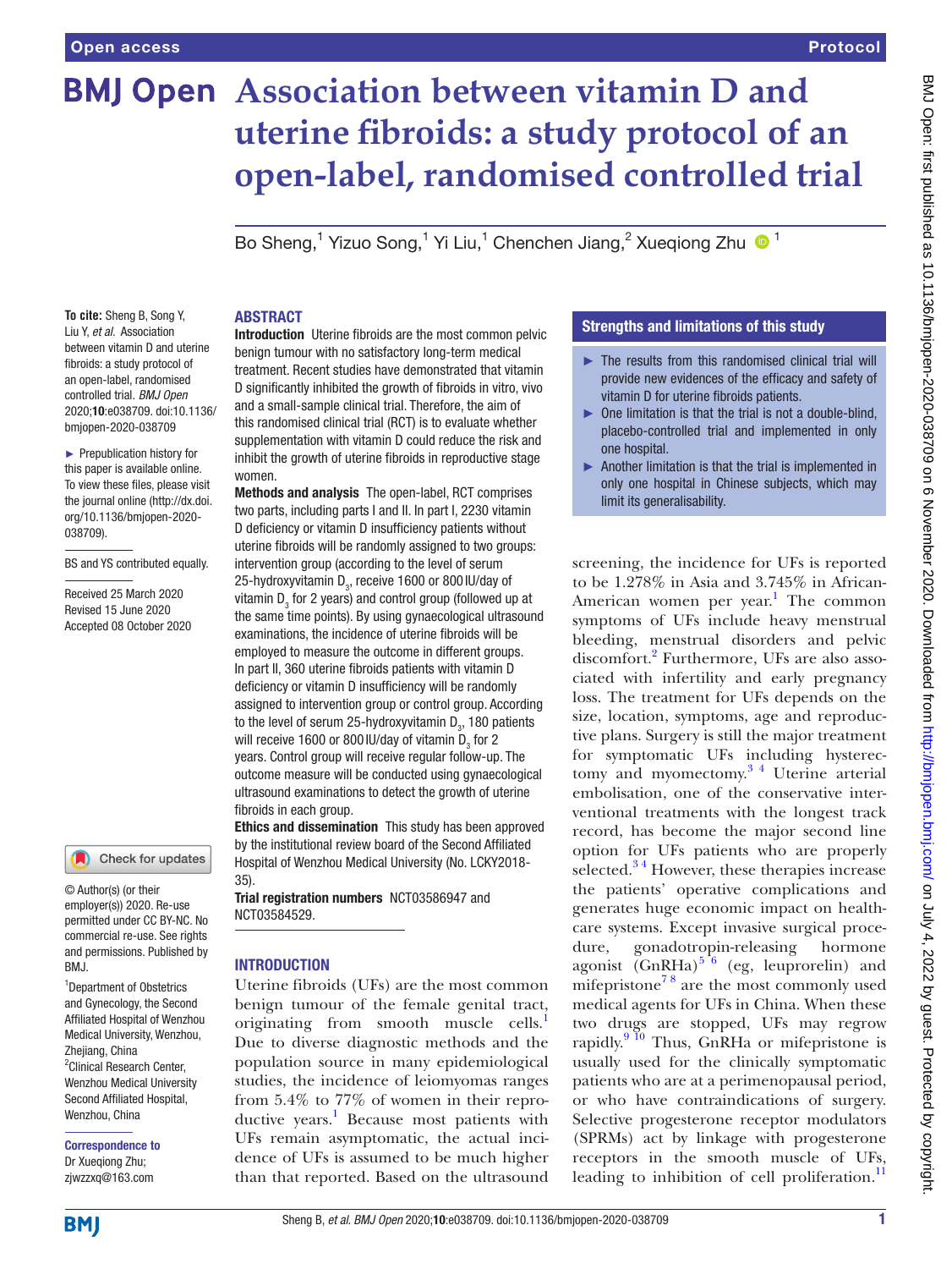# Association between vitamin D and uterine fibroids: a study protocol of an open-label, randomised controlled trial

Bo Sheng,[1] Yizuo Song,[1] Yi Liu,[1] Chenchen Jiang,[2] Xueqiong Zhu [1]

**To cite:** Sheng B, Song Y, Liu Y, *et al*. Association between vitamin D and uterine fibroids: a study protocol of an open-label, randomised controlled trial. *BMJ Open* 2020;**10**:e038709. doi:10.1136/bmjopen-2020-038709

► Prepublication history for this paper is available online. To view these files, please visit the journal online (http://dx.doi.org/10.1136/bmjopen-2020-038709).

BS and YS contributed equally.

Received 25 March 2020
Revised 15 June 2020
Accepted 08 October 2020

© Author(s) (or their employer(s)) 2020. Re-use permitted under CC BY-NC. No commercial re-use. See rights and permissions. Published by BMJ.

[1]Department of Obstetrics and Gynecology, the Second Affiliated Hospital of Wenzhou Medical University, Wenzhou, Zhejiang, China
[2]Clinical Research Center, Wenzhou Medical University Second Affiliated Hospital, Wenzhou, China

**Correspondence to**
Dr Xueqiong Zhu; zjwzzxq@163.com

## ABSTRACT

**Introduction** Uterine fibroids are the most common pelvic benign tumour with no satisfactory long-term medical treatment. Recent studies have demonstrated that vitamin D significantly inhibited the growth of fibroids in vitro, vivo and a small-sample clinical trial. Therefore, the aim of this randomised clinical trial (RCT) is to evaluate whether supplementation with vitamin D could reduce the risk and inhibit the growth of uterine fibroids in reproductive stage women.

**Methods and analysis** The open-label, RCT comprises two parts, including parts I and II. In part I, 2230 vitamin D deficiency or vitamin D insufficiency patients without uterine fibroids will be randomly assigned to two groups: intervention group (according to the level of serum 25-hydroxyvitamin $D_3$, receive 1600 or 800 IU/day of vitamin $D_3$ for 2 years) and control group (followed up at the same time points). By using gynaecological ultrasound examinations, the incidence of uterine fibroids will be employed to measure the outcome in different groups. In part II, 360 uterine fibroids patients with vitamin D deficiency or vitamin D insufficiency will be randomly assigned to intervention group or control group. According to the level of serum 25-hydroxyvitamin $D_3$, 180 patients will receive 1600 or 800 IU/day of vitamin $D_3$ for 2 years. Control group will receive regular follow-up. The outcome measure will be conducted using gynaecological ultrasound examinations to detect the growth of uterine fibroids in each group.

**Ethics and dissemination** This study has been approved by the institutional review board of the Second Affiliated Hospital of Wenzhou Medical University (No. LCKY2018-35).

**Trial registration numbers** NCT03586947 and NCT03584529.

## Strengths and limitations of this study

- The results from this randomised clinical trial will provide new evidences of the efficacy and safety of vitamin D for uterine fibroids patients.
- One limitation is that the trial is not a double-blind, placebo-controlled trial and implemented in only one hospital.
- Another limitation is that the trial is implemented in only one hospital in Chinese subjects, which may limit its generalisability.

## INTRODUCTION

Uterine fibroids (UFs) are the most common benign tumour of the female genital tract, originating from smooth muscle cells.[1] Due to diverse diagnostic methods and the population source in many epidemiological studies, the incidence of leiomyomas ranges from 5.4% to 77% of women in their reproductive years.[1] Because most patients with UFs remain asymptomatic, the actual incidence of UFs is assumed to be much higher than that reported. Based on the ultrasound screening, the incidence for UFs is reported to be 1.278% in Asia and 3.745% in African-American women per year.[1] The common symptoms of UFs include heavy menstrual bleeding, menstrual disorders and pelvic discomfort.[2] Furthermore, UFs are also associated with infertility and early pregnancy loss. The treatment for UFs depends on the size, location, symptoms, age and reproductive plans. Surgery is still the major treatment for symptomatic UFs including hysterectomy and myomectomy.[3,4] Uterine arterial embolisation, one of the conservative interventional treatments with the longest track record, has become the major second line option for UFs patients who are properly selected.[3,4] However, these therapies increase the patients' operative complications and generates huge economic impact on healthcare systems. Except invasive surgical procedure, gonadotropin-releasing hormone agonist (GnRHa)[5,6] (eg, leuprorelin) and mifepristone[7,8] are the most commonly used medical agents for UFs in China. When these two drugs are stopped, UFs may regrow rapidly.[9,10] Thus, GnRHa or mifepristone is usually used for the clinically symptomatic patients who are at a perimenopausal period, or who have contraindications of surgery. Selective progesterone receptor modulators (SPRMs) act by linkage with progesterone receptors in the smooth muscle of UFs, leading to inhibition of cell proliferation.[11]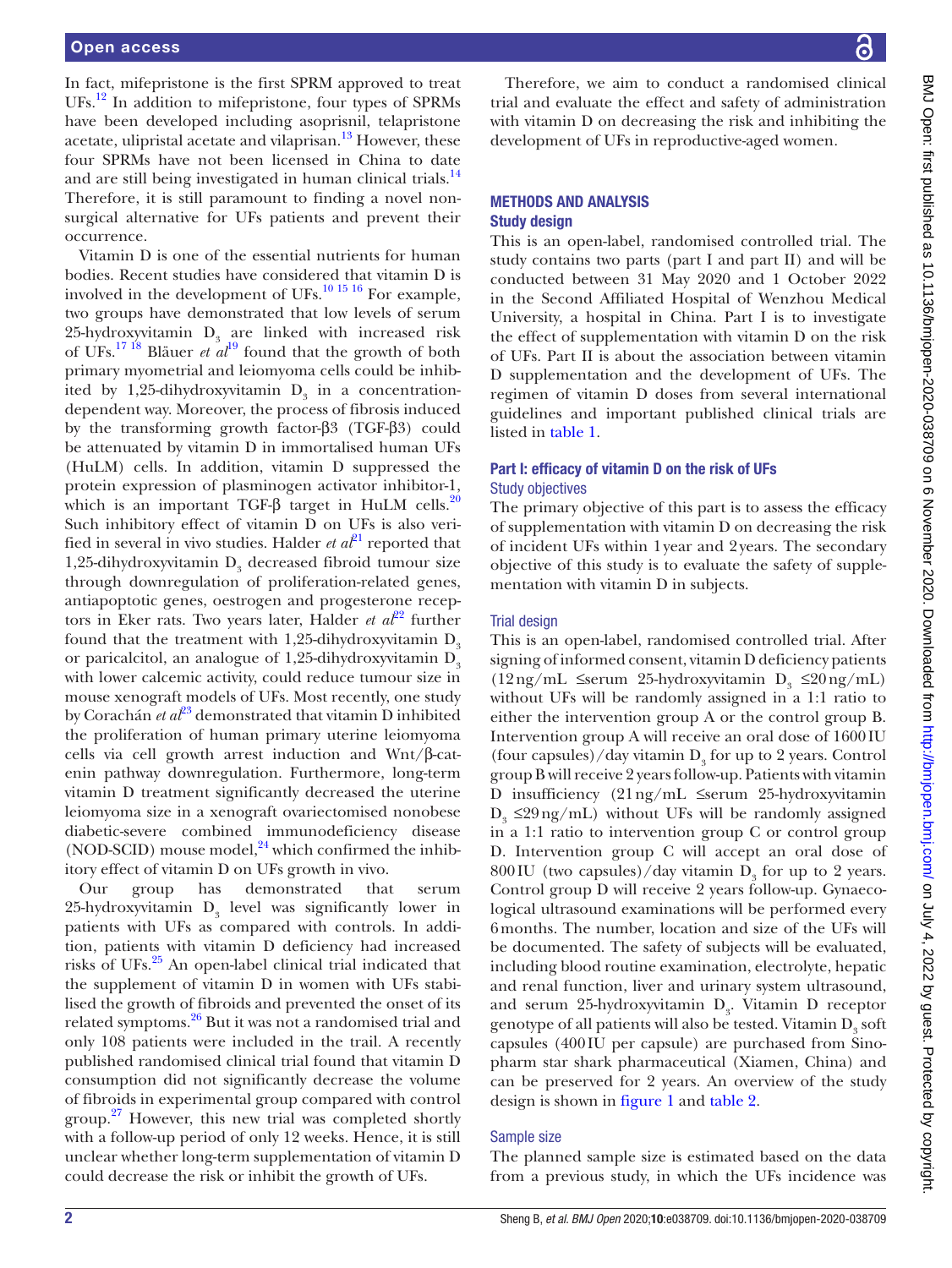In fact, mifepristone is the first SPRM approved to treat UFs.[12] In addition to mifepristone, four types of SPRMs have been developed including asoprisnil, telapristone acetate, ulipristal acetate and vilaprisan.[13] However, these four SPRMs have not been licensed in China to date and are still being investigated in human clinical trials.[14] Therefore, it is still paramount to finding a novel non-surgical alternative for UFs patients and prevent their occurrence.

Vitamin D is one of the essential nutrients for human bodies. Recent studies have considered that vitamin D is involved in the development of UFs.[10 15 16] For example, two groups have demonstrated that low levels of serum 25-hydroxyvitamin $D_3$ are linked with increased risk of UFs.[17 18] Bläuer *et al*[19] found that the growth of both primary myometrial and leiomyoma cells could be inhibited by 1,25-dihydroxyvitamin $D_3$ in a concentration-dependent way. Moreover, the process of fibrosis induced by the transforming growth factor-β3 (TGF-β3) could be attenuated by vitamin D in immortalised human UFs (HuLM) cells. In addition, vitamin D suppressed the protein expression of plasminogen activator inhibitor-1, which is an important TGF-β target in HuLM cells.[20] Such inhibitory effect of vitamin D on UFs is also verified in several in vivo studies. Halder *et al*[21] reported that 1,25-dihydroxyvitamin $D_3$ decreased fibroid tumour size through downregulation of proliferation-related genes, antiapoptotic genes, oestrogen and progesterone receptors in Eker rats. Two years later, Halder *et al*[22] further found that the treatment with 1,25-dihydroxyvitamin $D_3$ or paricalcitol, an analogue of 1,25-dihydroxyvitamin $D_3$ with lower calcemic activity, could reduce tumour size in mouse xenograft models of UFs. Most recently, one study by Corachán *et al*[23] demonstrated that vitamin D inhibited the proliferation of human primary uterine leiomyoma cells via cell growth arrest induction and Wnt/β-catenin pathway downregulation. Furthermore, long-term vitamin D treatment significantly decreased the uterine leiomyoma size in a xenograft ovariectomised nonobese diabetic-severe combined immunodeficiency disease (NOD-SCID) mouse model,[24] which confirmed the inhibitory effect of vitamin D on UFs growth in vivo.

Our group has demonstrated that serum 25-hydroxyvitamin $D_3$ level was significantly lower in patients with UFs as compared with controls. In addition, patients with vitamin D deficiency had increased risks of UFs.[25] An open-label clinical trial indicated that the supplement of vitamin D in women with UFs stabilised the growth of fibroids and prevented the onset of its related symptoms.[26] But it was not a randomised trial and only 108 patients were included in the trail. A recently published randomised clinical trial found that vitamin D consumption did not significantly decrease the volume of fibroids in experimental group compared with control group.[27] However, this new trial was completed shortly with a follow-up period of only 12 weeks. Hence, it is still unclear whether long-term supplementation of vitamin D could decrease the risk or inhibit the growth of UFs.

Therefore, we aim to conduct a randomised clinical trial and evaluate the effect and safety of administration with vitamin D on decreasing the risk and inhibiting the development of UFs in reproductive-aged women.

## METHODS AND ANALYSIS

### Study design

This is an open-label, randomised controlled trial. The study contains two parts (part I and part II) and will be conducted between 31 May 2020 and 1 October 2022 in the Second Affiliated Hospital of Wenzhou Medical University, a hospital in China. Part I is to investigate the effect of supplementation with vitamin D on the risk of UFs. Part II is about the association between vitamin D supplementation and the development of UFs. The regimen of vitamin D doses from several international guidelines and important published clinical trials are listed in table 1.

### Part I: efficacy of vitamin D on the risk of UFs

#### Study objectives

The primary objective of this part is to assess the efficacy of supplementation with vitamin D on decreasing the risk of incident UFs within 1 year and 2 years. The secondary objective of this study is to evaluate the safety of supplementation with vitamin D in subjects.

#### Trial design

This is an open-label, randomised controlled trial. After signing of informed consent, vitamin D deficiency patients (12 ng/mL ≤serum 25-hydroxyvitamin $D_3$ ≤20 ng/mL) without UFs will be randomly assigned in a 1:1 ratio to either the intervention group A or the control group B. Intervention group A will receive an oral dose of 1600 IU (four capsules)/day vitamin $D_3$ for up to 2 years. Control group B will receive 2 years follow-up. Patients with vitamin D insufficiency (21 ng/mL ≤serum 25-hydroxyvitamin $D_3$ ≤29 ng/mL) without UFs will be randomly assigned in a 1:1 ratio to intervention group C or control group D. Intervention group C will accept an oral dose of 800 IU (two capsules)/day vitamin $D_3$ for up to 2 years. Control group D will receive 2 years follow-up. Gynaecological ultrasound examinations will be performed every 6 months. The number, location and size of the UFs will be documented. The safety of subjects will be evaluated, including blood routine examination, electrolyte, hepatic and renal function, liver and urinary system ultrasound, and serum 25-hydroxyvitamin $D_3$. Vitamin D receptor genotype of all patients will also be tested. Vitamin $D_3$ soft capsules (400 IU per capsule) are purchased from Sinopharm star shark pharmaceutical (Xiamen, China) and can be preserved for 2 years. An overview of the study design is shown in figure 1 and table 2.

#### Sample size

The planned sample size is estimated based on the data from a previous study, in which the UFs incidence was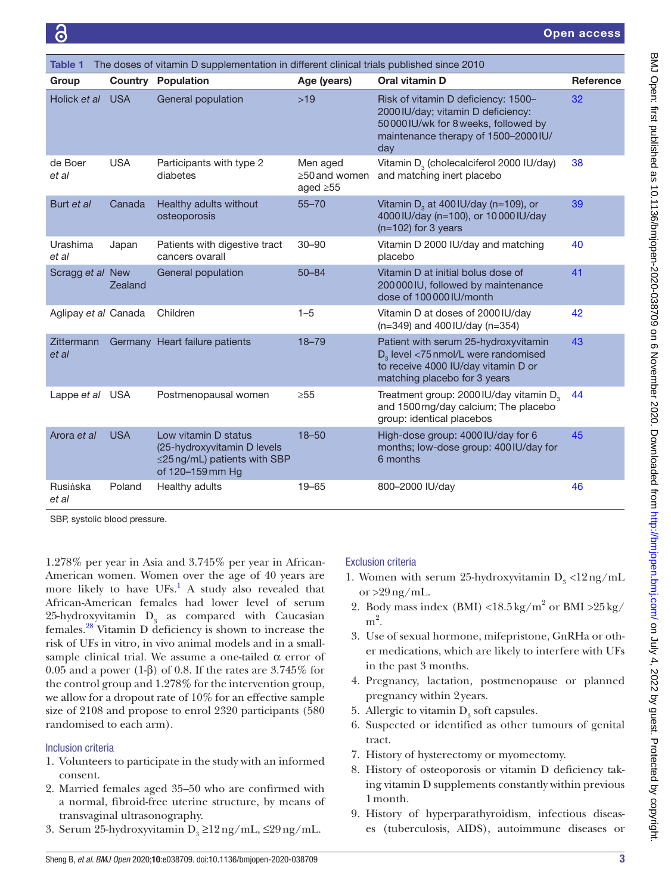**Table 1** The doses of vitamin D supplementation in different clinical trials published since 2010

| Group | Country | Population | Age (years) | Oral vitamin D | Reference |
|---|---|---|---|---|---|
| Holick *et al* | USA | General population | >19 | Risk of vitamin D deficiency: 1500–2000 IU/day; vitamin D deficiency: 50 000 IU/wk for 8 weeks, followed by maintenance therapy of 1500–2000 IU/day | 32 |
| de Boer *et al* | USA | Participants with type 2 diabetes | Men aged ≥50 and women aged ≥55 | Vitamin $D_3$ (cholecalciferol 2000 IU/day) and matching inert placebo | 38 |
| Burt *et al* | Canada | Healthy adults without osteoporosis | 55–70 | Vitamin $D_3$ at 400 IU/day (n=109), or 4000 IU/day (n=100), or 10 000 IU/day (n=102) for 3 years | 39 |
| Urashima *et al* | Japan | Patients with digestive tract cancers ovarall | 30–90 | Vitamin D 2000 IU/day and matching placebo | 40 |
| Scragg *et al* | New Zealand | General population | 50–84 | Vitamin D at initial bolus dose of 200 000 IU, followed by maintenance dose of 100 000 IU/month | 41 |
| Aglipay *et al* | Canada | Children | 1–5 | Vitamin D at doses of 2000 IU/day (n=349) and 400 IU/day (n=354) | 42 |
| Zittermann *et al* | Germany | Heart failure patients | 18–79 | Patient with serum 25-hydroxyvitamin $D_3$ level <75 nmol/L were randomised to receive 4000 IU/day vitamin D or matching placebo for 3 years | 43 |
| Lappe *et al* | USA | Postmenopausal women | ≥55 | Treatment group: 2000 IU/day vitamin $D_3$ and 1500 mg/day calcium; The placebo group: identical placebos | 44 |
| Arora *et al* | USA | Low vitamin D status (25-hydroxyvitamin D levels ≤25 ng/mL) patients with SBP of 120–159 mm Hg | 18–50 | High-dose group: 4000 IU/day for 6 months; low-dose group: 400 IU/day for 6 months | 45 |
| Rusińska *et al* | Poland | Healthy adults | 19–65 | 800–2000 IU/day | 46 |

SBP, systolic blood pressure.

1.278% per year in Asia and 3.745% per year in African-American women. Women over the age of 40 years are more likely to have UFs.[1] A study also revealed that African-American females had lower level of serum 25-hydroxyvitamin $D_3$ as compared with Caucasian females.[28] Vitamin D deficiency is shown to increase the risk of UFs in vitro, in vivo animal models and in a small-sample clinical trial. We assume a one-tailed α error of 0.05 and a power (1-β) of 0.8. If the rates are 3.745% for the control group and 1.278% for the intervention group, we allow for a dropout rate of 10% for an effective sample size of 2108 and propose to enrol 2320 participants (580 randomised to each arm).

### Inclusion criteria

1. Volunteers to participate in the study with an informed consent.
2. Married females aged 35–50 who are confirmed with a normal, fibroid-free uterine structure, by means of transvaginal ultrasonography.
3. Serum 25-hydroxyvitamin $D_3$ ≥12 ng/mL, ≤29 ng/mL.

### Exclusion criteria

1. Women with serum 25-hydroxyvitamin $D_3$ <12 ng/mL or >29 ng/mL.
2. Body mass index (BMI) <18.5 kg/m$^2$ or BMI >25 kg/m$^2$.
3. Use of sexual hormone, mifepristone, GnRHa or other medications, which are likely to interfere with UFs in the past 3 months.
4. Pregnancy, lactation, postmenopause or planned pregnancy within 2 years.
5. Allergic to vitamin $D_3$ soft capsules.
6. Suspected or identified as other tumours of genital tract.
7. History of hysterectomy or myomectomy.
8. History of osteoporosis or vitamin D deficiency taking vitamin D supplements constantly within previous 1 month.
9. History of hyperparathyroidism, infectious diseases (tuberculosis, AIDS), autoimmune diseases or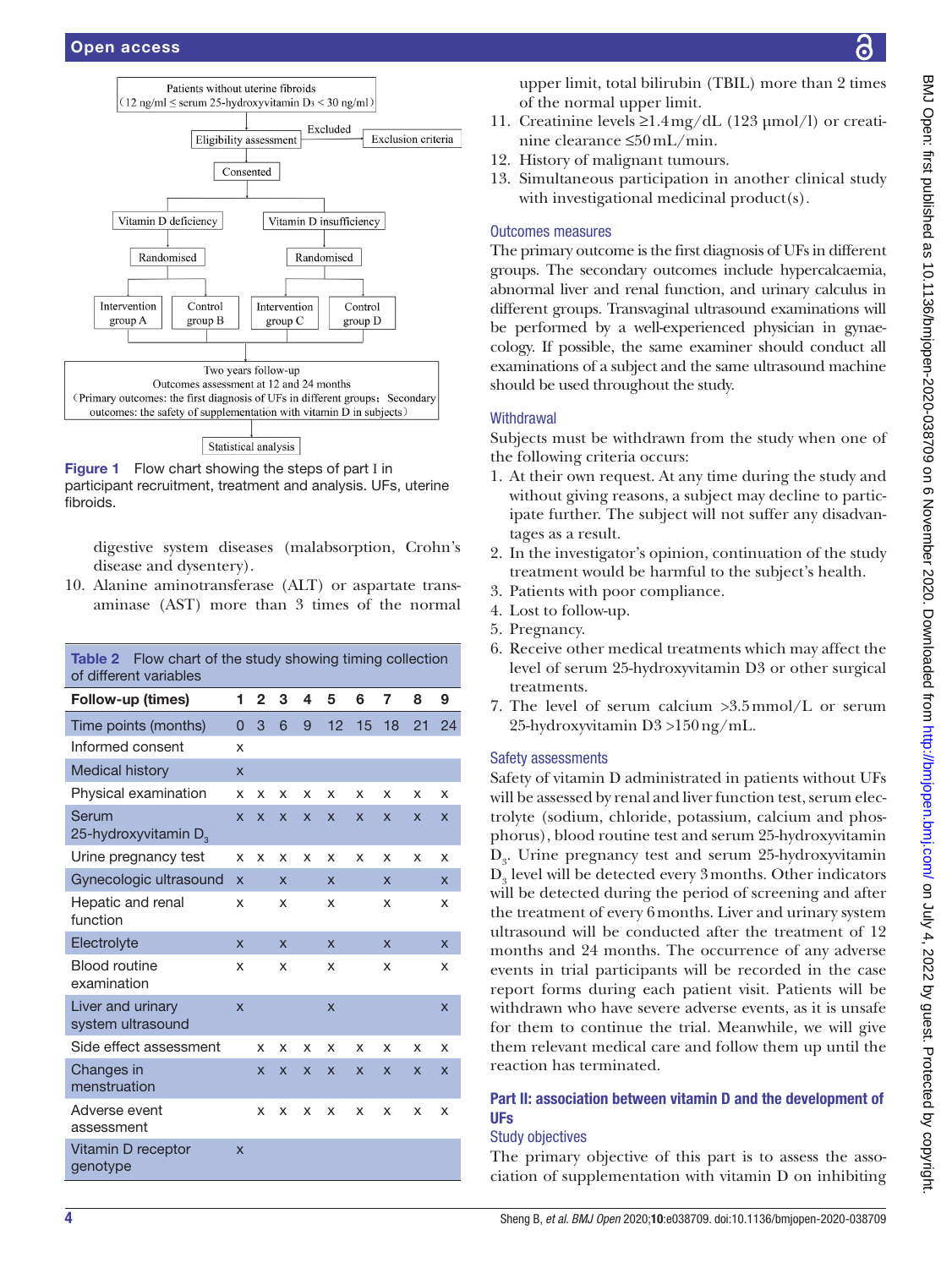Patients without uterine fibroids (12 ng/ml ≤ serum 25-hydroxyvitamin $D_3$ < 30 ng/ml)

Eligibility assessment → Excluded → Exclusion criteria

Consented

Vitamin D deficiency — Randomised — Intervention group A / Control group B

Vitamin D insufficiency — Randomised — Intervention group C / Control group D

Two years follow-up
Outcomes assessment at 12 and 24 months
(Primary outcomes: the first diagnosis of UFs in different groups; Secondary outcomes: the safety of supplementation with vitamin D in subjects)

Statistical analysis

**Figure 1** Flow chart showing the steps of part I in participant recruitment, treatment and analysis. UFs, uterine fibroids.

digestive system diseases (malabsorption, Crohn's disease and dysentery).

10. Alanine aminotransferase (ALT) or aspartate transaminase (AST) more than 3 times of the normal upper limit, total bilirubin (TBIL) more than 2 times of the normal upper limit.
11. Creatinine levels ≥1.4 mg/dL (123 µmol/l) or creatinine clearance ≤50 mL/min.
12. History of malignant tumours.
13. Simultaneous participation in another clinical study with investigational medicinal product(s).

**Table 2** Flow chart of the study showing timing collection of different variables

| Follow-up (times) | 1 | 2 | 3 | 4 | 5 | 6 | 7 | 8 | 9 |
|---|---|---|---|---|---|---|---|---|---|
| Time points (months) | 0 | 3 | 6 | 9 | 12 | 15 | 18 | 21 | 24 |
| Informed consent | x | | | | | | | | |
| Medical history | x | | | | | | | | |
| Physical examination | x | x | x | x | x | x | x | x | x |
| Serum 25-hydroxyvitamin $D_3$ | x | x | x | x | x | x | x | x | x |
| Urine pregnancy test | x | x | x | x | x | x | x | x | x |
| Gynecologic ultrasound | x | | x | | x | | x | | x |
| Hepatic and renal function | x | | x | | x | | x | | x |
| Electrolyte | x | | x | | x | | x | | x |
| Blood routine examination | x | | x | | x | | x | | x |
| Liver and urinary system ultrasound | x | | | | x | | | | x |
| Side effect assessment | | x | x | x | x | x | x | x | x |
| Changes in menstruation | | x | x | x | x | x | x | x | x |
| Adverse event assessment | | x | x | x | x | x | x | x | x |
| Vitamin D receptor genotype | x | | | | | | | | |

### Outcomes measures

The primary outcome is the first diagnosis of UFs in different groups. The secondary outcomes include hypercalcaemia, abnormal liver and renal function, and urinary calculus in different groups. Transvaginal ultrasound examinations will be performed by a well-experienced physician in gynaecology. If possible, the same examiner should conduct all examinations of a subject and the same ultrasound machine should be used throughout the study.

### Withdrawal

Subjects must be withdrawn from the study when one of the following criteria occurs:

1. At their own request. At any time during the study and without giving reasons, a subject may decline to participate further. The subject will not suffer any disadvantages as a result.
2. In the investigator's opinion, continuation of the study treatment would be harmful to the subject's health.
3. Patients with poor compliance.
4. Lost to follow-up.
5. Pregnancy.
6. Receive other medical treatments which may affect the level of serum 25-hydroxyvitamin D3 or other surgical treatments.
7. The level of serum calcium >3.5 mmol/L or serum 25-hydroxyvitamin D3 >150 ng/mL.

### Safety assessments

Safety of vitamin D administrated in patients without UFs will be assessed by renal and liver function test, serum electrolyte (sodium, chloride, potassium, calcium and phosphorus), blood routine test and serum 25-hydroxyvitamin $D_3$. Urine pregnancy test and serum 25-hydroxyvitamin $D_3$ level will be detected every 3 months. Other indicators will be detected during the period of screening and after the treatment of every 6 months. Liver and urinary system ultrasound will be conducted after the treatment of 12 months and 24 months. The occurrence of any adverse events in trial participants will be recorded in the case report forms during each patient visit. Patients will be withdrawn who have severe adverse events, as it is unsafe for them to continue the trial. Meanwhile, we will give them relevant medical care and follow them up until the reaction has terminated.

## Part II: association between vitamin D and the development of UFs

### Study objectives

The primary objective of this part is to assess the association of supplementation with vitamin D on inhibiting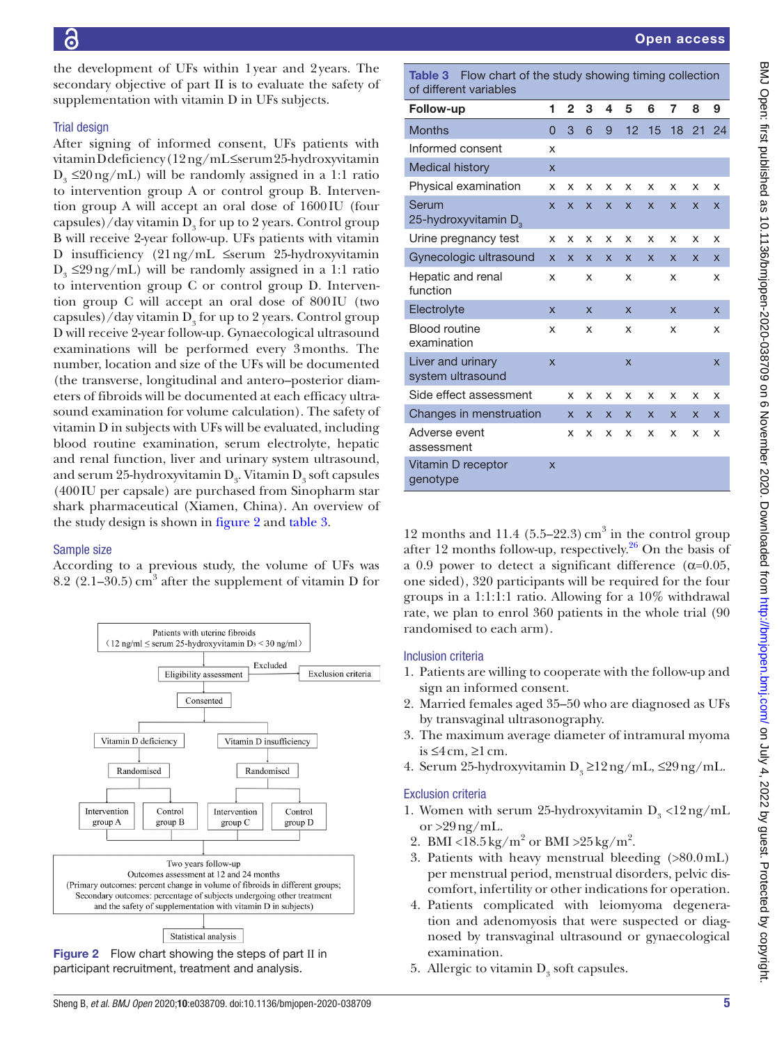the development of UFs within 1 year and 2 years. The secondary objective of part II is to evaluate the safety of supplementation with vitamin D in UFs subjects.

### Trial design

After signing of informed consent, UFs patients with vitamin D deficiency (12 ng/mL≤serum 25-hydroxyvitamin $D_3$ ≤20 ng/mL) will be randomly assigned in a 1:1 ratio to intervention group A or control group B. Intervention group A will accept an oral dose of 1600 IU (four capsules)/day vitamin $D_3$ for up to 2 years. Control group B will receive 2-year follow-up. UFs patients with vitamin D insufficiency (21 ng/mL ≤serum 25-hydroxyvitamin $D_3$ ≤29 ng/mL) will be randomly assigned in a 1:1 ratio to intervention group C or control group D. Intervention group C will accept an oral dose of 800 IU (two capsules)/day vitamin $D_3$ for up to 2 years. Control group D will receive 2-year follow-up. Gynaecological ultrasound examinations will be performed every 3 months. The number, location and size of the UFs will be documented (the transverse, longitudinal and antero–posterior diameters of fibroids will be documented at each efficacy ultrasound examination for volume calculation). The safety of vitamin D in subjects with UFs will be evaluated, including blood routine examination, serum electrolyte, hepatic and renal function, liver and urinary system ultrasound, and serum 25-hydroxyvitamin $D_3$. Vitamin $D_3$ soft capsules (400 IU per capsule) are purchased from Sinopharm star shark pharmaceutical (Xiamen, China). An overview of the study design is shown in figure 2 and table 3.

Table 3 Flow chart of the study showing timing collection of different variables

| Follow-up | 1 | 2 | 3 | 4 | 5 | 6 | 7 | 8 | 9 |
|---|---|---|---|---|---|---|---|---|---|
| Months | 0 | 3 | 6 | 9 | 12 | 15 | 18 | 21 | 24 |
| Informed consent | x | | | | | | | | |
| Medical history | x | | | | | | | | |
| Physical examination | x | x | x | x | x | x | x | x | x |
| Serum 25-hydroxyvitamin $D_3$ | x | x | x | x | x | x | x | x | x |
| Urine pregnancy test | x | x | x | x | x | x | x | x | x |
| Gynecologic ultrasound | x | x | x | x | x | x | x | x | x |
| Hepatic and renal function | x | | x | | x | | x | | x |
| Electrolyte | x | | x | | x | | x | | x |
| Blood routine examination | x | | x | | x | | x | | x |
| Liver and urinary system ultrasound | x | | | | x | | | | x |
| Side effect assessment | | x | x | x | x | x | x | x | x |
| Changes in menstruation | | x | x | x | x | x | x | x | x |
| Adverse event assessment | | x | x | x | x | x | x | x | x |
| Vitamin D receptor genotype | x | | | | | | | | |

### Sample size

According to a previous study, the volume of UFs was 8.2 (2.1–30.5) cm³ after the supplement of vitamin D for 12 months and 11.4 (5.5–22.3) cm³ in the control group after 12 months follow-up, respectively.[26] On the basis of a 0.9 power to detect a significant difference (α=0.05, one sided), 320 participants will be required for the four groups in a 1:1:1:1 ratio. Allowing for a 10% withdrawal rate, we plan to enrol 360 patients in the whole trial (90 randomised to each arm).

Patients with uterine fibroids
（12 ng/ml ≤ serum 25-hydroxyvitamin $D_3$ < 30 ng/ml）

Eligibility assessment → Excluded → Exclusion criteria

Consented

Vitamin D deficiency → Randomised → Intervention group A / Control group B

Vitamin D insufficiency → Randomised → Intervention group C / Control group D

Two years follow-up
Outcomes assessment at 12 and 24 months
(Primary outcomes: percent change in volume of fibroids in different groups;
Secondary outcomes: percentage of subjects undergoing other treatment
and the safety of supplementation with vitamin D in subjects)

Statistical analysis

Figure 2 Flow chart showing the steps of part II in participant recruitment, treatment and analysis.

### Inclusion criteria

1. Patients are willing to cooperate with the follow-up and sign an informed consent.
2. Married females aged 35–50 who are diagnosed as UFs by transvaginal ultrasonography.
3. The maximum average diameter of intramural myoma is ≤4 cm, ≥1 cm.
4. Serum 25-hydroxyvitamin $D_3$ ≥12 ng/mL, ≤29 ng/mL.

### Exclusion criteria

1. Women with serum 25-hydroxyvitamin $D_3$ <12 ng/mL or >29 ng/mL.
2. BMI <18.5 kg/m² or BMI >25 kg/m².
3. Patients with heavy menstrual bleeding (>80.0 mL) per menstrual period, menstrual disorders, pelvic discomfort, infertility or other indications for operation.
4. Patients complicated with leiomyoma degeneration and adenomyosis that were suspected or diagnosed by transvaginal ultrasound or gynaecological examination.
5. Allergic to vitamin $D_3$ soft capsules.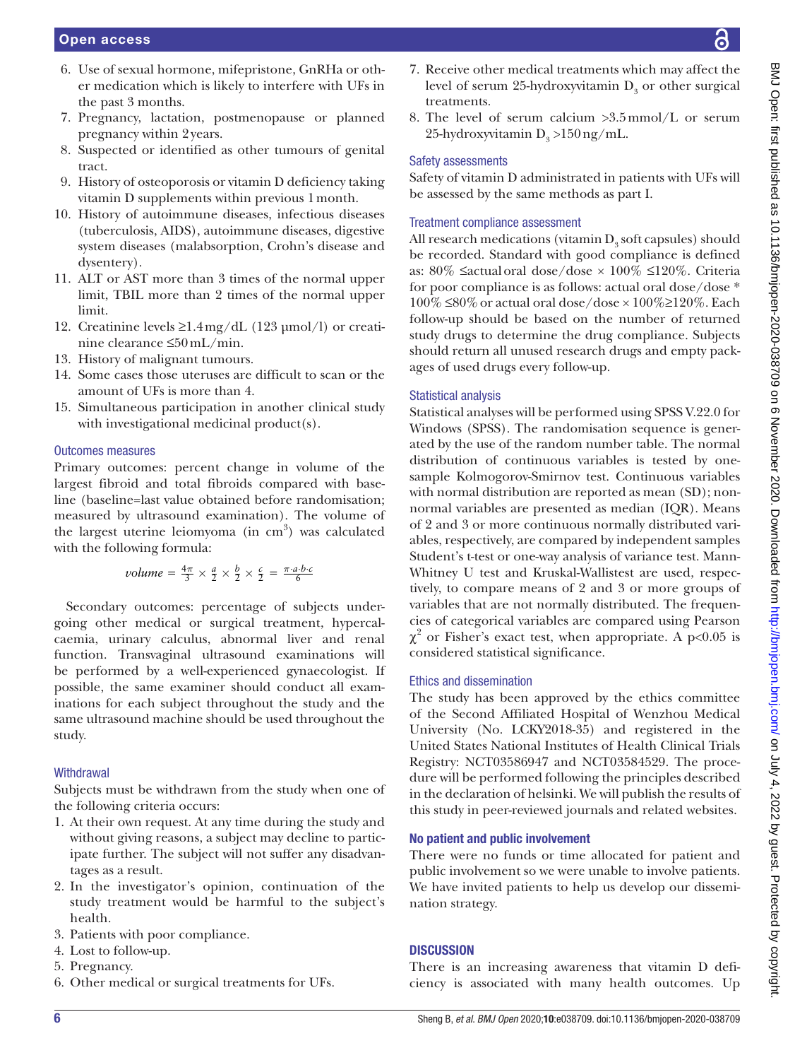6. Use of sexual hormone, mifepristone, GnRHa or other medication which is likely to interfere with UFs in the past 3 months.
7. Pregnancy, lactation, postmenopause or planned pregnancy within 2 years.
8. Suspected or identified as other tumours of genital tract.
9. History of osteoporosis or vitamin D deficiency taking vitamin D supplements within previous 1 month.
10. History of autoimmune diseases, infectious diseases (tuberculosis, AIDS), autoimmune diseases, digestive system diseases (malabsorption, Crohn's disease and dysentery).
11. ALT or AST more than 3 times of the normal upper limit, TBIL more than 2 times of the normal upper limit.
12. Creatinine levels ≥1.4 mg/dL (123 μmol/l) or creatinine clearance ≤50 mL/min.
13. History of malignant tumours.
14. Some cases those uteruses are difficult to scan or the amount of UFs is more than 4.
15. Simultaneous participation in another clinical study with investigational medicinal product(s).

### Outcomes measures

Primary outcomes: percent change in volume of the largest fibroid and total fibroids compared with baseline (baseline=last value obtained before randomisation; measured by ultrasound examination). The volume of the largest uterine leiomyoma (in $cm^3$) was calculated with the following formula:

$$volume = \frac{4\pi}{3} \times \frac{a}{2} \times \frac{b}{2} \times \frac{c}{2} = \frac{\pi \cdot a \cdot b \cdot c}{6}$$

Secondary outcomes: percentage of subjects undergoing other medical or surgical treatment, hypercalcaemia, urinary calculus, abnormal liver and renal function. Transvaginal ultrasound examinations will be performed by a well-experienced gynaecologist. If possible, the same examiner should conduct all examinations for each subject throughout the study and the same ultrasound machine should be used throughout the study.

### Withdrawal

Subjects must be withdrawn from the study when one of the following criteria occurs:

1. At their own request. At any time during the study and without giving reasons, a subject may decline to participate further. The subject will not suffer any disadvantages as a result.
2. In the investigator's opinion, continuation of the study treatment would be harmful to the subject's health.
3. Patients with poor compliance.
4. Lost to follow-up.
5. Pregnancy.
6. Other medical or surgical treatments for UFs.
7. Receive other medical treatments which may affect the level of serum 25-hydroxyvitamin $D_3$ or other surgical treatments.
8. The level of serum calcium >3.5 mmol/L or serum 25-hydroxyvitamin $D_3$ >150 ng/mL.

### Safety assessments

Safety of vitamin D administrated in patients with UFs will be assessed by the same methods as part I.

### Treatment compliance assessment

All research medications (vitamin $D_3$ soft capsules) should be recorded. Standard with good compliance is defined as: 80% ≤actual oral dose/dose × 100% ≤120%. Criteria for poor compliance is as follows: actual oral dose/dose * 100% ≤80% or actual oral dose/dose × 100%≥120%. Each follow-up should be based on the number of returned study drugs to determine the drug compliance. Subjects should return all unused research drugs and empty packages of used drugs every follow-up.

### Statistical analysis

Statistical analyses will be performed using SPSS V.22.0 for Windows (SPSS). The randomisation sequence is generated by the use of the random number table. The normal distribution of continuous variables is tested by one-sample Kolmogorov-Smirnov test. Continuous variables with normal distribution are reported as mean (SD); non-normal variables are presented as median (IQR). Means of 2 and 3 or more continuous normally distributed variables, respectively, are compared by independent samples Student's t-test or one-way analysis of variance test. Mann-Whitney U test and Kruskal-Wallistest are used, respectively, to compare means of 2 and 3 or more groups of variables that are not normally distributed. The frequencies of categorical variables are compared using Pearson $\chi^2$ or Fisher's exact test, when appropriate. A $p<0.05$ is considered statistical significance.

### Ethics and dissemination

The study has been approved by the ethics committee of the Second Affiliated Hospital of Wenzhou Medical University (No. LCKY2018-35) and registered in the United States National Institutes of Health Clinical Trials Registry: NCT03586947 and NCT03584529. The procedure will be performed following the principles described in the declaration of helsinki. We will publish the results of this study in peer-reviewed journals and related websites.

### No patient and public involvement

There were no funds or time allocated for patient and public involvement so we were unable to involve patients. We have invited patients to help us develop our dissemination strategy.

## DISCUSSION

There is an increasing awareness that vitamin D deficiency is associated with many health outcomes. Up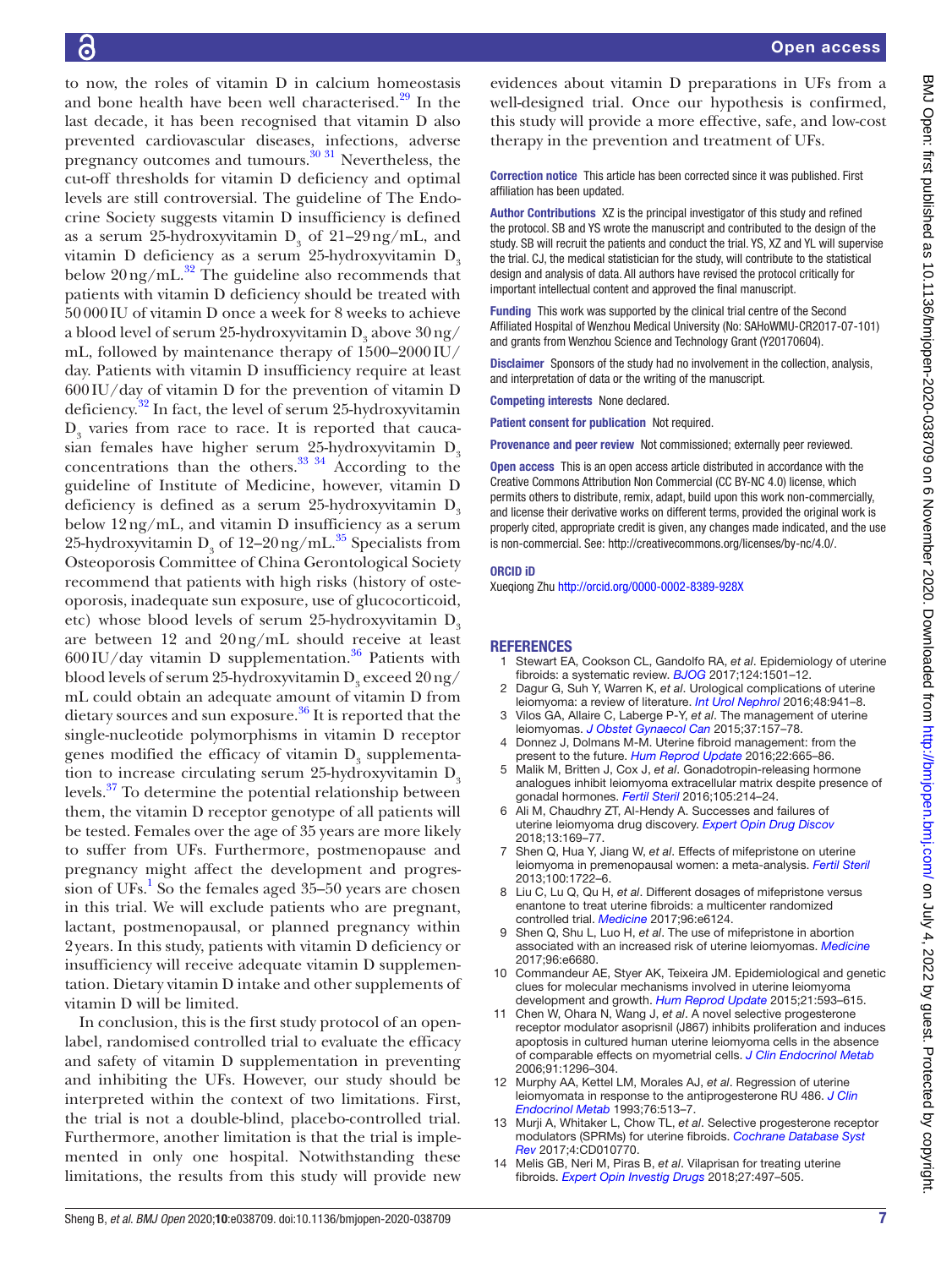to now, the roles of vitamin D in calcium homeostasis and bone health have been well characterised.[29] In the last decade, it has been recognised that vitamin D also prevented cardiovascular diseases, infections, adverse pregnancy outcomes and tumours.[30 31] Nevertheless, the cut-off thresholds for vitamin D deficiency and optimal levels are still controversial. The guideline of The Endocrine Society suggests vitamin D insufficiency is defined as a serum 25-hydroxyvitamin $D_3$ of 21–29 ng/mL, and vitamin D deficiency as a serum 25-hydroxyvitamin $D_3$ below 20 ng/mL.[32] The guideline also recommends that patients with vitamin D deficiency should be treated with 50 000 IU of vitamin D once a week for 8 weeks to achieve a blood level of serum 25-hydroxyvitamin $D_3$ above 30 ng/mL, followed by maintenance therapy of 1500–2000 IU/day. Patients with vitamin D insufficiency require at least 600 IU/day of vitamin D for the prevention of vitamin D deficiency.[32] In fact, the level of serum 25-hydroxyvitamin $D_3$ varies from race to race. It is reported that caucasian females have higher serum 25-hydroxyvitamin $D_3$ concentrations than the others.[33 34] According to the guideline of Institute of Medicine, however, vitamin D deficiency is defined as a serum 25-hydroxyvitamin $D_3$ below 12 ng/mL, and vitamin D insufficiency as a serum 25-hydroxyvitamin $D_3$ of 12–20 ng/mL.[35] Specialists from Osteoporosis Committee of China Gerontological Society recommend that patients with high risks (history of osteoporosis, inadequate sun exposure, use of glucocorticoid, etc) whose blood levels of serum 25-hydroxyvitamin $D_3$ are between 12 and 20 ng/mL should receive at least 600 IU/day vitamin D supplementation.[36] Patients with blood levels of serum 25-hydroxyvitamin $D_3$ exceed 20 ng/mL could obtain an adequate amount of vitamin D from dietary sources and sun exposure.[36] It is reported that the single-nucleotide polymorphisms in vitamin D receptor genes modified the efficacy of vitamin $D_3$ supplementation to increase circulating serum 25-hydroxyvitamin $D_3$ levels.[37] To determine the potential relationship between them, the vitamin D receptor genotype of all patients will be tested. Females over the age of 35 years are more likely to suffer from UFs. Furthermore, postmenopause and pregnancy might affect the development and progression of UFs.[1] So the females aged 35–50 years are chosen in this trial. We will exclude patients who are pregnant, lactant, postmenopausal, or planned pregnancy within 2 years. In this study, patients with vitamin D deficiency or insufficiency will receive adequate vitamin D supplementation. Dietary vitamin D intake and other supplements of vitamin D will be limited.

In conclusion, this is the first study protocol of an open-label, randomised controlled trial to evaluate the efficacy and safety of vitamin D supplementation in preventing and inhibiting the UFs. However, our study should be interpreted within the context of two limitations. First, the trial is not a double-blind, placebo-controlled trial. Furthermore, another limitation is that the trial is implemented in only one hospital. Notwithstanding these limitations, the results from this study will provide new evidences about vitamin D preparations in UFs from a well-designed trial. Once our hypothesis is confirmed, this study will provide a more effective, safe, and low-cost therapy in the prevention and treatment of UFs.

**Correction notice** This article has been corrected since it was published. First affiliation has been updated.

**Author Contributions** XZ is the principal investigator of this study and refined the protocol. SB and YS wrote the manuscript and contributed to the design of the study. SB will recruit the patients and conduct the trial. YS, XZ and YL will supervise the trial. CJ, the medical statistician for the study, will contribute to the statistical design and analysis of data. All authors have revised the protocol critically for important intellectual content and approved the final manuscript.

**Funding** This work was supported by the clinical trial centre of the Second Affiliated Hospital of Wenzhou Medical University (No: SAHoWMU-CR2017-07-101) and grants from Wenzhou Science and Technology Grant (Y20170604).

**Disclaimer** Sponsors of the study had no involvement in the collection, analysis, and interpretation of data or the writing of the manuscript.

**Competing interests** None declared.

**Patient consent for publication** Not required.

**Provenance and peer review** Not commissioned; externally peer reviewed.

**Open access** This is an open access article distributed in accordance with the Creative Commons Attribution Non Commercial (CC BY-NC 4.0) license, which permits others to distribute, remix, adapt, build upon this work non-commercially, and license their derivative works on different terms, provided the original work is properly cited, appropriate credit is given, any changes made indicated, and the use is non-commercial. See: http://creativecommons.org/licenses/by-nc/4.0/.

**ORCID iD**

Xueqiong Zhu http://orcid.org/0000-0002-8389-928X

## REFERENCES

1. Stewart EA, Cookson CL, Gandolfo RA, *et al*. Epidemiology of uterine fibroids: a systematic review. *BJOG* 2017;124:1501–12.
2. Dagur G, Suh Y, Warren K, *et al*. Urological complications of uterine leiomyoma: a review of literature. *Int Urol Nephrol* 2016;48:941–8.
3. Vilos GA, Allaire C, Laberge P-Y, *et al*. The management of uterine leiomyomas. *J Obstet Gynaecol Can* 2015;37:157–78.
4. Donnez J, Dolmans M-M. Uterine fibroid management: from the present to the future. *Hum Reprod Update* 2016;22:665–86.
5. Malik M, Britten J, Cox J, *et al*. Gonadotropin-releasing hormone analogues inhibit leiomyoma extracellular matrix despite presence of gonadal hormones. *Fertil Steril* 2016;105:214–24.
6. Ali M, Chaudhry ZT, Al-Hendy A. Successes and failures of uterine leiomyoma drug discovery. *Expert Opin Drug Discov* 2018;13:169–77.
7. Shen Q, Hua Y, Jiang W, *et al*. Effects of mifepristone on uterine leiomyoma in premenopausal women: a meta-analysis. *Fertil Steril* 2013;100:1722–6.
8. Liu C, Lu Q, Qu H, *et al*. Different dosages of mifepristone versus enantone to treat uterine fibroids: a multicenter randomized controlled trial. *Medicine* 2017;96:e6124.
9. Shen Q, Shu L, Luo H, *et al*. The use of mifepristone in abortion associated with an increased risk of uterine leiomyomas. *Medicine* 2017;96:e6680.
10. Commandeur AE, Styer AK, Teixeira JM. Epidemiological and genetic clues for molecular mechanisms involved in uterine leiomyoma development and growth. *Hum Reprod Update* 2015;21:593–615.
11. Chen W, Ohara N, Wang J, *et al*. A novel selective progesterone receptor modulator asoprisnil (J867) inhibits proliferation and induces apoptosis in cultured human uterine leiomyoma cells in the absence of comparable effects on myometrial cells. *J Clin Endocrinol Metab* 2006;91:1296–304.
12. Murphy AA, Kettel LM, Morales AJ, *et al*. Regression of uterine leiomyomata in response to the antiprogesterone RU 486. *J Clin Endocrinol Metab* 1993;76:513–7.
13. Murji A, Whitaker L, Chow TL, *et al*. Selective progesterone receptor modulators (SPRMs) for uterine fibroids. *Cochrane Database Syst Rev* 2017;4:CD010770.
14. Melis GB, Neri M, Piras B, *et al*. Vilaprisan for treating uterine fibroids. *Expert Opin Investig Drugs* 2018;27:497–505.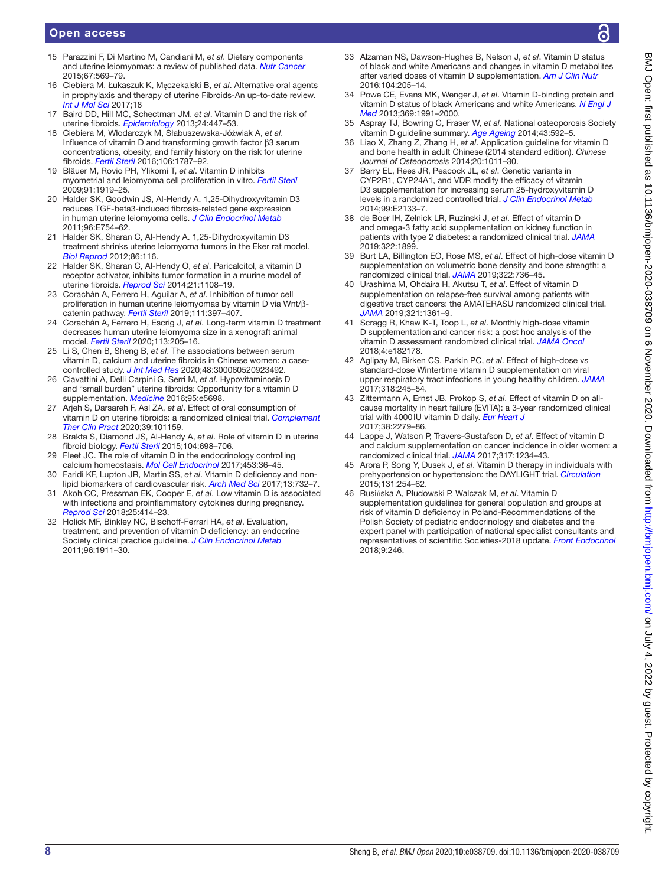15 Parazzini F, Di Martino M, Candiani M, *et al*. Dietary components and uterine leiomyomas: a review of published data. *Nutr Cancer* 2015;67:569–79.

16 Ciebiera M, Łukaszuk K, Męczekalski B, *et al*. Alternative oral agents in prophylaxis and therapy of uterine Fibroids-An up-to-date review. *Int J Mol Sci* 2017;18

17 Baird DD, Hill MC, Schectman JM, *et al*. Vitamin D and the risk of uterine fibroids. *Epidemiology* 2013;24:447–53.

18 Ciebiera M, Włodarczyk M, Słabuszewska-Jóźwiak A, *et al*. Influence of vitamin D and transforming growth factor β3 serum concentrations, obesity, and family history on the risk for uterine fibroids. *Fertil Steril* 2016;106:1787–92.

19 Bläuer M, Rovio PH, Ylikomi T, *et al*. Vitamin D inhibits myometrial and leiomyoma cell proliferation in vitro. *Fertil Steril* 2009;91:1919–25.

20 Halder SK, Goodwin JS, Al-Hendy A. 1,25-Dihydroxyvitamin D3 reduces TGF-beta3-induced fibrosis-related gene expression in human uterine leiomyoma cells. *J Clin Endocrinol Metab* 2011;96:E754–62.

21 Halder SK, Sharan C, Al-Hendy A. 1,25-Dihydroxyvitamin D3 treatment shrinks uterine leiomyoma tumors in the Eker rat model. *Biol Reprod* 2012;86:116.

22 Halder SK, Sharan C, Al-Hendy O, *et al*. Paricalcitol, a vitamin D receptor activator, inhibits tumor formation in a murine model of uterine fibroids. *Reprod Sci* 2014;21:1108–19.

23 Corachán A, Ferrero H, Aguilar A, *et al*. Inhibition of tumor cell proliferation in human uterine leiomyomas by vitamin D via Wnt/β-catenin pathway. *Fertil Steril* 2019;111:397–407.

24 Corachán A, Ferrero H, Escrig J, *et al*. Long-term vitamin D treatment decreases human uterine leiomyoma size in a xenograft animal model. *Fertil Steril* 2020;113:205–16.

25 Li S, Chen B, Sheng B, *et al*. The associations between serum vitamin D, calcium and uterine fibroids in Chinese women: a case-controlled study. *J Int Med Res* 2020;48:300060520923492.

26 Ciavattini A, Delli Carpini G, Serri M, *et al*. Hypovitaminosis D and "small burden" uterine fibroids: Opportunity for a vitamin D supplementation. *Medicine* 2016;95:e5698.

27 Arjeh S, Darsareh F, Asl ZA, *et al*. Effect of oral consumption of vitamin D on uterine fibroids: a randomized clinical trial. *Complement Ther Clin Pract* 2020;39:101159.

28 Brakta S, Diamond JS, Al-Hendy A, *et al*. Role of vitamin D in uterine fibroid biology. *Fertil Steril* 2015;104:698–706.

29 Fleet JC. The role of vitamin D in the endocrinology controlling calcium homeostasis. *Mol Cell Endocrinol* 2017;453:36–45.

30 Faridi KF, Lupton JR, Martin SS, *et al*. Vitamin D deficiency and non-lipid biomarkers of cardiovascular risk. *Arch Med Sci* 2017;13:732–7.

31 Akoh CC, Pressman EK, Cooper E, *et al*. Low vitamin D is associated with infections and proinflammatory cytokines during pregnancy. *Reprod Sci* 2018;25:414–23.

32 Holick MF, Binkley NC, Bischoff-Ferrari HA, *et al*. Evaluation, treatment, and prevention of vitamin D deficiency: an endocrine Society clinical practice guideline. *J Clin Endocrinol Metab* 2011;96:1911–30.

33 Alzaman NS, Dawson-Hughes B, Nelson J, *et al*. Vitamin D status of black and white Americans and changes in vitamin D metabolites after varied doses of vitamin D supplementation. *Am J Clin Nutr* 2016;104:205–14.

34 Powe CE, Evans MK, Wenger J, *et al*. Vitamin D-binding protein and vitamin D status of black Americans and white Americans. *N Engl J Med* 2013;369:1991–2000.

35 Aspray TJ, Bowring C, Fraser W, *et al*. National osteoporosis Society vitamin D guideline summary. *Age Ageing* 2014;43:592–5.

36 Liao X, Zhang Z, Zhang H, *et al*. Application guideline for vitamin D and bone health in adult Chinese (2014 standard edition). *Chinese Journal of Osteoporosis* 2014;20:1011–30.

37 Barry EL, Rees JR, Peacock JL, *et al*. Genetic variants in CYP2R1, CYP24A1, and VDR modify the efficacy of vitamin D3 supplementation for increasing serum 25-hydroxyvitamin D levels in a randomized controlled trial. *J Clin Endocrinol Metab* 2014;99:E2133–7.

38 de Boer IH, Zelnick LR, Ruzinski J, *et al*. Effect of vitamin D and omega-3 fatty acid supplementation on kidney function in patients with type 2 diabetes: a randomized clinical trial. *JAMA* 2019;322:1899.

39 Burt LA, Billington EO, Rose MS, *et al*. Effect of high-dose vitamin D supplementation on volumetric bone density and bone strength: a randomized clinical trial. *JAMA* 2019;322:736–45.

40 Urashima M, Ohdaira H, Akutsu T, *et al*. Effect of vitamin D supplementation on relapse-free survival among patients with digestive tract cancers: the AMATERASU randomized clinical trial. *JAMA* 2019;321:1361–9.

41 Scragg R, Khaw K-T, Toop L, *et al*. Monthly high-dose vitamin D supplementation and cancer risk: a post hoc analysis of the vitamin D assessment randomized clinical trial. *JAMA Oncol* 2018;4:e182178.

42 Aglipay M, Birken CS, Parkin PC, *et al*. Effect of high-dose vs standard-dose Wintertime vitamin D supplementation on viral upper respiratory tract infections in young healthy children. *JAMA* 2017;318:245–54.

43 Zittermann A, Ernst JB, Prokop S, *et al*. Effect of vitamin D on all-cause mortality in heart failure (EVITA): a 3-year randomized clinical trial with 4000IU vitamin D daily. *Eur Heart J* 2017;38:2279–86.

44 Lappe J, Watson P, Travers-Gustafson D, *et al*. Effect of vitamin D and calcium supplementation on cancer incidence in older women: a randomized clinical trial. *JAMA* 2017;317:1234–43.

45 Arora P, Song Y, Dusek J, *et al*. Vitamin D therapy in individuals with prehypertension or hypertension: the DAYLIGHT trial. *Circulation* 2015;131:254–62.

46 Rusińska A, Płudowski P, Walczak M, *et al*. Vitamin D supplementation guidelines for general population and groups at risk of vitamin D deficiency in Poland-Recommendations of the Polish Society of pediatric endocrinology and diabetes and the expert panel with participation of national specialist consultants and representatives of scientific Societies-2018 update. *Front Endocrinol* 2018;9:246.